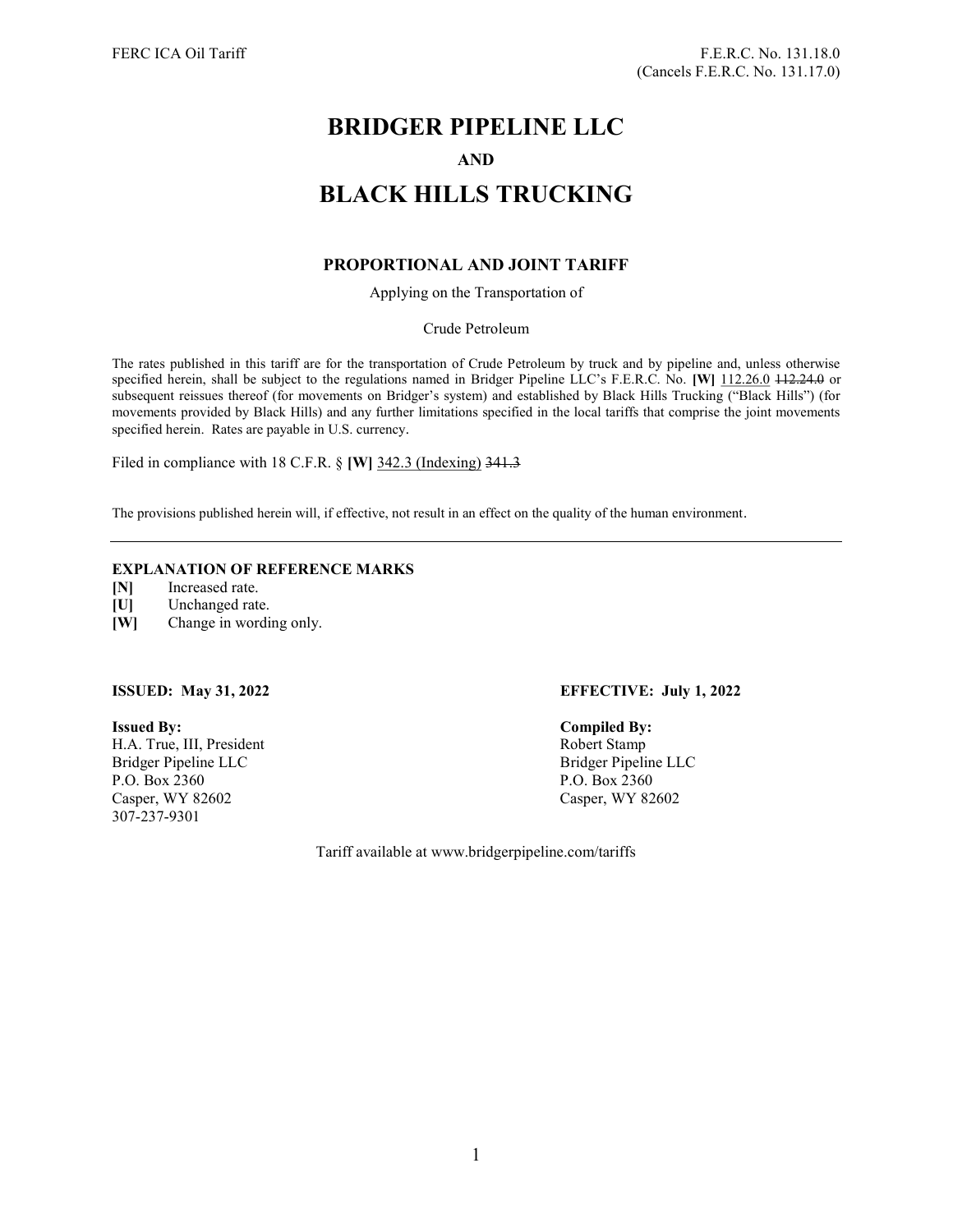FERC ICA Oil Tariff

F.E.R.C. No. 131.18.0
(Cancels F.E.R.C. No. 131.17.0)

# BRIDGER PIPELINE LLC

**AND**

# BLACK HILLS TRUCKING

### PROPORTIONAL AND JOINT TARIFF

Applying on the Transportation of

Crude Petroleum

The rates published in this tariff are for the transportation of Crude Petroleum by truck and by pipeline and, unless otherwise specified herein, shall be subject to the regulations named in Bridger Pipeline LLC's F.E.R.C. No. **[W]** 112.26.0 ~~112.24.0~~ or subsequent reissues thereof (for movements on Bridger's system) and established by Black Hills Trucking ("Black Hills") (for movements provided by Black Hills) and any further limitations specified in the local tariffs that comprise the joint movements specified herein. Rates are payable in U.S. currency.

Filed in compliance with 18 C.F.R. § **[W]** 342.3 (Indexing) ~~341.3~~

The provisions published herein will, if effective, not result in an effect on the quality of the human environment.

---

**EXPLANATION OF REFERENCE MARKS**

- **[N]** Increased rate.
- **[U]** Unchanged rate.
- **[W]** Change in wording only.

**ISSUED: May 31, 2022**

**EFFECTIVE: July 1, 2022**

**Issued By:**
H.A. True, III, President
Bridger Pipeline LLC
P.O. Box 2360
Casper, WY 82602
307-237-9301

**Compiled By:**
Robert Stamp
Bridger Pipeline LLC
P.O. Box 2360
Casper, WY 82602

Tariff available at www.bridgerpipeline.com/tariffs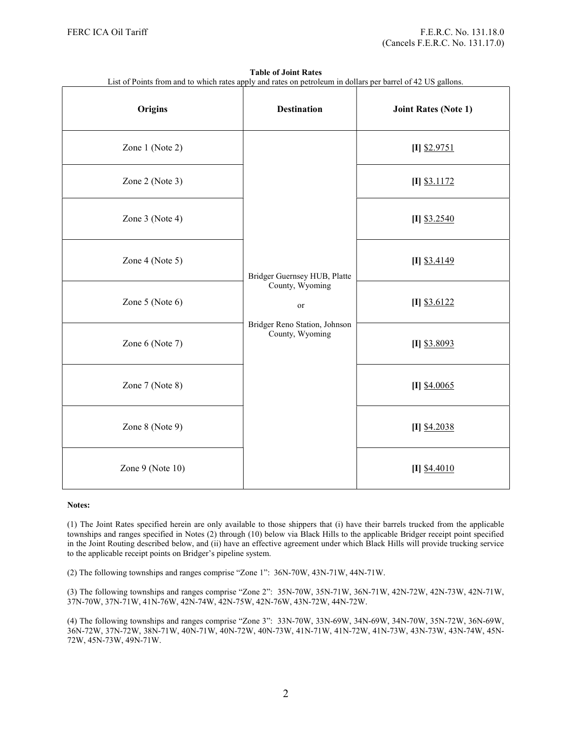FERC ICA Oil Tariff

F.E.R.C. No. 131.18.0
(Cancels F.E.R.C. No. 131.17.0)

**Table of Joint Rates**

List of Points from and to which rates apply and rates on petroleum in dollars per barrel of 42 US gallons.

| Origins | Destination | Joint Rates (Note 1) |
|---|---|---|
| Zone 1 (Note 2) | Bridger Guernsey HUB, Platte County, Wyoming or Bridger Reno Station, Johnson County, Wyoming | **[I]** $2.9751 |
| Zone 2 (Note 3) | | **[I]** $3.1172 |
| Zone 3 (Note 4) | | **[I]** $3.2540 |
| Zone 4 (Note 5) | | **[I]** $3.4149 |
| Zone 5 (Note 6) | | **[I]** $3.6122 |
| Zone 6 (Note 7) | | **[I]** $3.8093 |
| Zone 7 (Note 8) | | **[I]** $4.0065 |
| Zone 8 (Note 9) | | **[I]** $4.2038 |
| Zone 9 (Note 10) | | **[I]** $4.4010 |

**Notes:**

(1) The Joint Rates specified herein are only available to those shippers that (i) have their barrels trucked from the applicable townships and ranges specified in Notes (2) through (10) below via Black Hills to the applicable Bridger receipt point specified in the Joint Routing described below, and (ii) have an effective agreement under which Black Hills will provide trucking service to the applicable receipt points on Bridger's pipeline system.

(2) The following townships and ranges comprise "Zone 1": 36N-70W, 43N-71W, 44N-71W.

(3) The following townships and ranges comprise "Zone 2": 35N-70W, 35N-71W, 36N-71W, 42N-72W, 42N-73W, 42N-71W, 37N-70W, 37N-71W, 41N-76W, 42N-74W, 42N-75W, 42N-76W, 43N-72W, 44N-72W.

(4) The following townships and ranges comprise "Zone 3": 33N-70W, 33N-69W, 34N-69W, 34N-70W, 35N-72W, 36N-69W, 36N-72W, 37N-72W, 38N-71W, 40N-71W, 40N-72W, 40N-73W, 41N-71W, 41N-72W, 41N-73W, 43N-73W, 43N-74W, 45N-72W, 45N-73W, 49N-71W.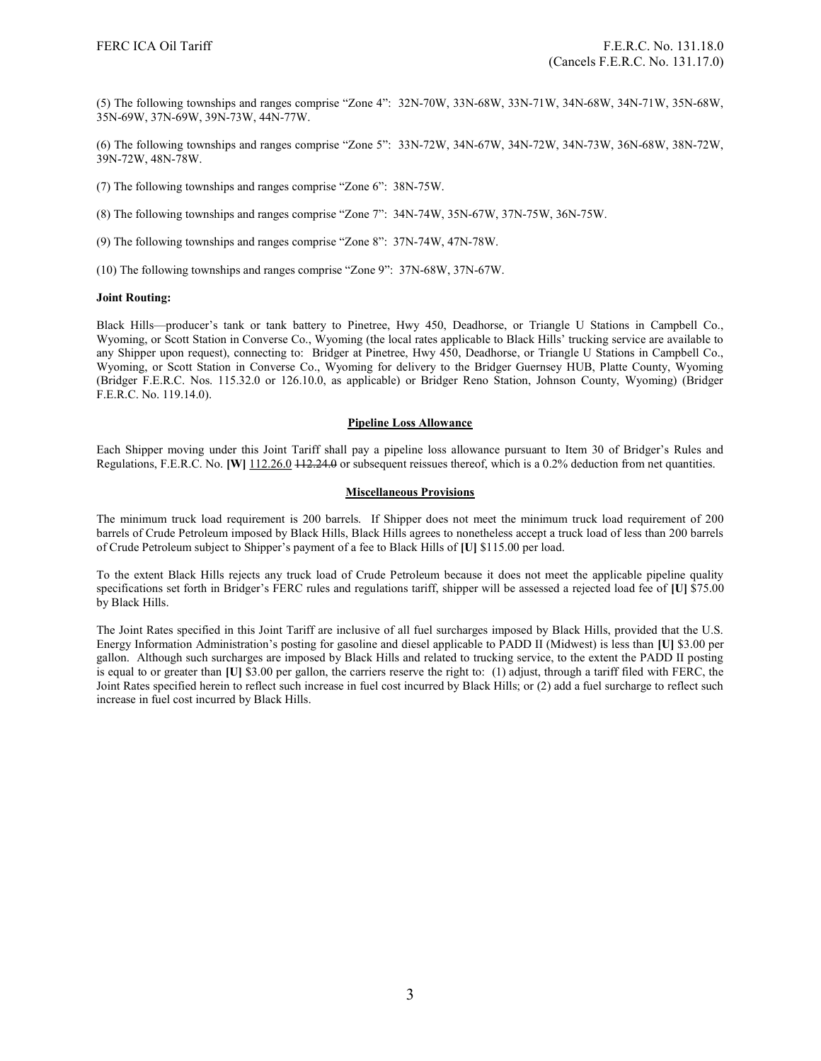(5) The following townships and ranges comprise "Zone 4": 32N-70W, 33N-68W, 33N-71W, 34N-68W, 34N-71W, 35N-68W, 35N-69W, 37N-69W, 39N-73W, 44N-77W.

(6) The following townships and ranges comprise "Zone 5": 33N-72W, 34N-67W, 34N-72W, 34N-73W, 36N-68W, 38N-72W, 39N-72W, 48N-78W.

(7) The following townships and ranges comprise "Zone 6": 38N-75W.

(8) The following townships and ranges comprise "Zone 7": 34N-74W, 35N-67W, 37N-75W, 36N-75W.

(9) The following townships and ranges comprise "Zone 8": 37N-74W, 47N-78W.

(10) The following townships and ranges comprise "Zone 9": 37N-68W, 37N-67W.

**Joint Routing:**

Black Hills—producer's tank or tank battery to Pinetree, Hwy 450, Deadhorse, or Triangle U Stations in Campbell Co., Wyoming, or Scott Station in Converse Co., Wyoming (the local rates applicable to Black Hills' trucking service are available to any Shipper upon request), connecting to: Bridger at Pinetree, Hwy 450, Deadhorse, or Triangle U Stations in Campbell Co., Wyoming, or Scott Station in Converse Co., Wyoming for delivery to the Bridger Guernsey HUB, Platte County, Wyoming (Bridger F.E.R.C. Nos. 115.32.0 or 126.10.0, as applicable) or Bridger Reno Station, Johnson County, Wyoming) (Bridger F.E.R.C. No. 119.14.0).

## Pipeline Loss Allowance

Each Shipper moving under this Joint Tariff shall pay a pipeline loss allowance pursuant to Item 30 of Bridger's Rules and Regulations, F.E.R.C. No. **[W]** 112.26.0 ~~112.24.0~~ or subsequent reissues thereof, which is a 0.2% deduction from net quantities.

## Miscellaneous Provisions

The minimum truck load requirement is 200 barrels. If Shipper does not meet the minimum truck load requirement of 200 barrels of Crude Petroleum imposed by Black Hills, Black Hills agrees to nonetheless accept a truck load of less than 200 barrels of Crude Petroleum subject to Shipper's payment of a fee to Black Hills of **[U]** $115.00 per load.

To the extent Black Hills rejects any truck load of Crude Petroleum because it does not meet the applicable pipeline quality specifications set forth in Bridger's FERC rules and regulations tariff, shipper will be assessed a rejected load fee of **[U]** $75.00 by Black Hills.

The Joint Rates specified in this Joint Tariff are inclusive of all fuel surcharges imposed by Black Hills, provided that the U.S. Energy Information Administration's posting for gasoline and diesel applicable to PADD II (Midwest) is less than **[U]** $3.00 per gallon. Although such surcharges are imposed by Black Hills and related to trucking service, to the extent the PADD II posting is equal to or greater than **[U]** $3.00 per gallon, the carriers reserve the right to: (1) adjust, through a tariff filed with FERC, the Joint Rates specified herein to reflect such increase in fuel cost incurred by Black Hills; or (2) add a fuel surcharge to reflect such increase in fuel cost incurred by Black Hills.